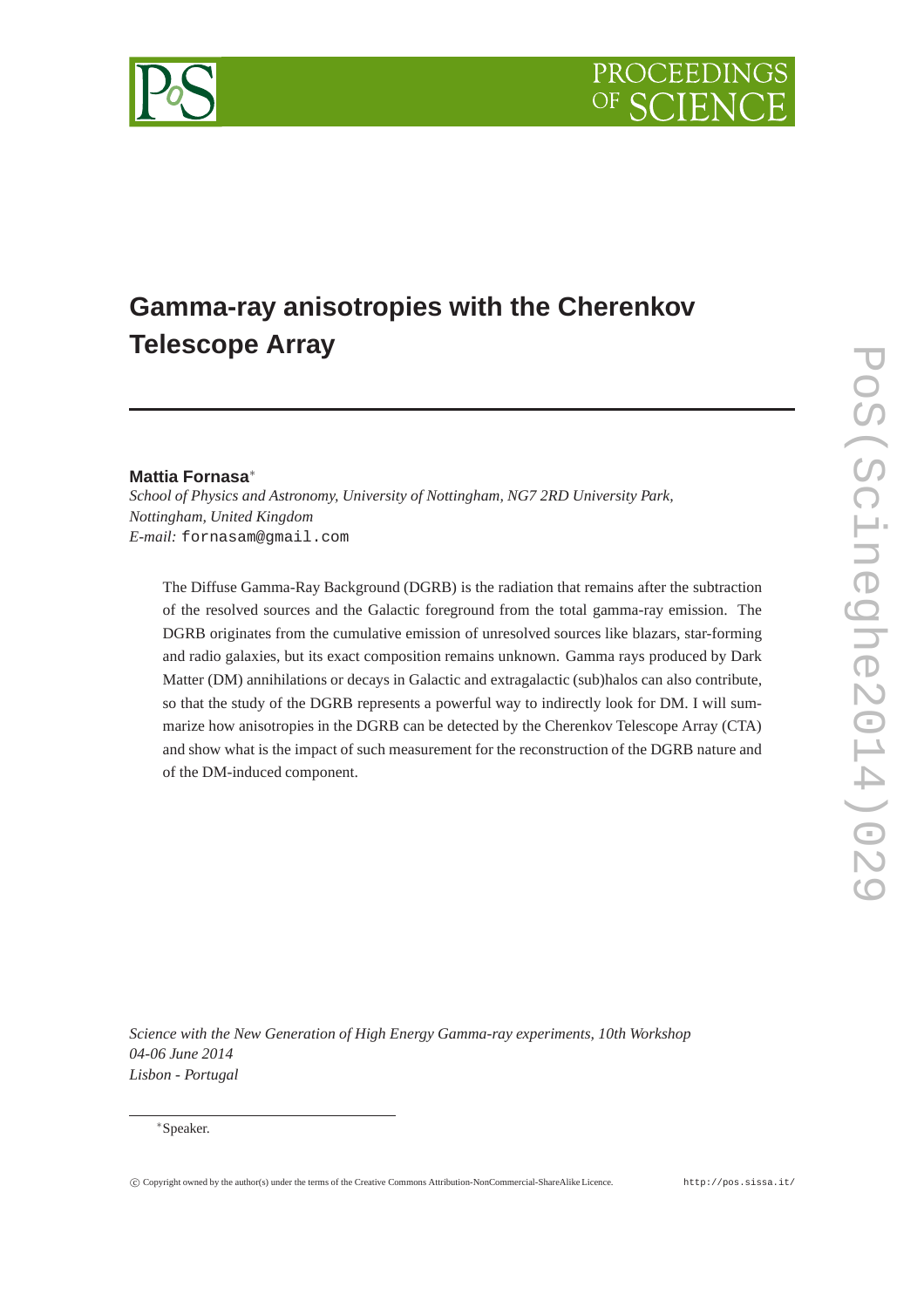# Gamma-ray anisotropies with the Cherenkov Telescope Array

**Mattia Fornasa***

*School of Physics and Astronomy, University of Nottingham, NG7 2RD University Park, Nottingham, United Kingdom*

*E-mail:* fornasam@gmail.com

The Diffuse Gamma-Ray Background (DGRB) is the radiation that remains after the subtraction of the resolved sources and the Galactic foreground from the total gamma-ray emission. The DGRB originates from the cumulative emission of unresolved sources like blazars, star-forming and radio galaxies, but its exact composition remains unknown. Gamma rays produced by Dark Matter (DM) annihilations or decays in Galactic and extragalactic (sub)halos can also contribute, so that the study of the DGRB represents a powerful way to indirectly look for DM. I will summarize how anisotropies in the DGRB can be detected by the Cherenkov Telescope Array (CTA) and show what is the impact of such measurement for the reconstruction of the DGRB nature and of the DM-induced component.

*Science with the New Generation of High Energy Gamma-ray experiments, 10th Workshop*
*04-06 June 2014*
*Lisbon - Portugal*

*Speaker.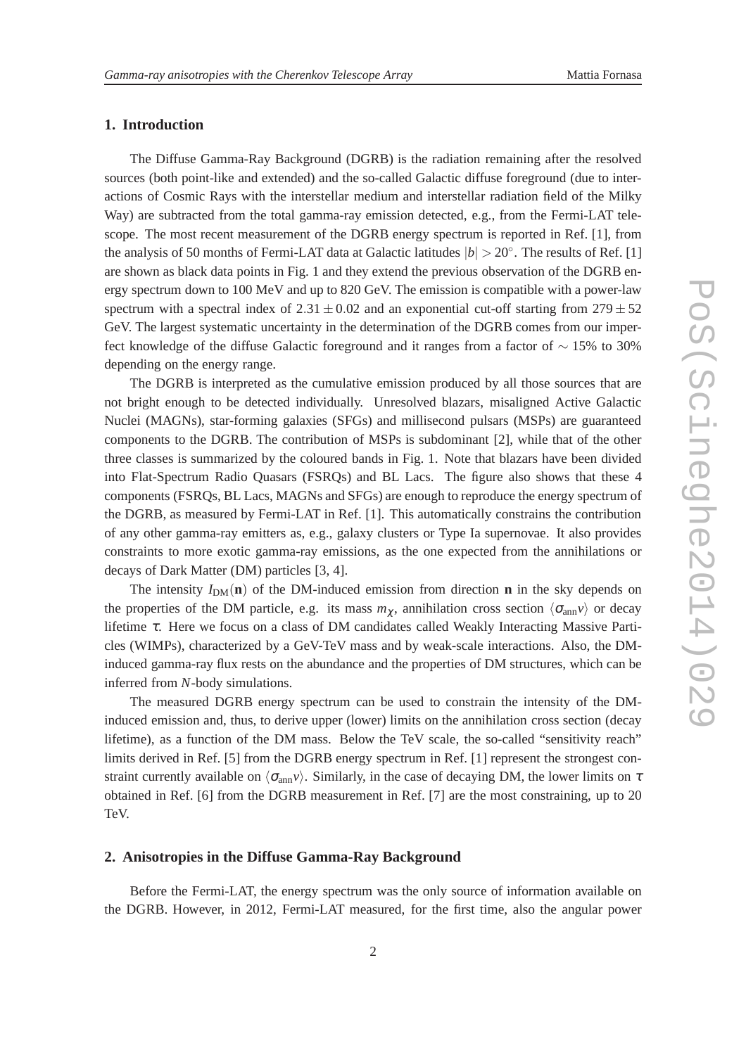## 1. Introduction

The Diffuse Gamma-Ray Background (DGRB) is the radiation remaining after the resolved sources (both point-like and extended) and the so-called Galactic diffuse foreground (due to interactions of Cosmic Rays with the interstellar medium and interstellar radiation field of the Milky Way) are subtracted from the total gamma-ray emission detected, e.g., from the Fermi-LAT telescope. The most recent measurement of the DGRB energy spectrum is reported in Ref. [1], from the analysis of 50 months of Fermi-LAT data at Galactic latitudes $|b| > 20^\circ$. The results of Ref. [1] are shown as black data points in Fig. 1 and they extend the previous observation of the DGRB energy spectrum down to 100 MeV and up to 820 GeV. The emission is compatible with a power-law spectrum with a spectral index of $2.31 \pm 0.02$ and an exponential cut-off starting from $279 \pm 52$ GeV. The largest systematic uncertainty in the determination of the DGRB comes from our imperfect knowledge of the diffuse Galactic foreground and it ranges from a factor of $\sim 15\%$ to 30% depending on the energy range.

The DGRB is interpreted as the cumulative emission produced by all those sources that are not bright enough to be detected individually. Unresolved blazars, misaligned Active Galactic Nuclei (MAGNs), star-forming galaxies (SFGs) and millisecond pulsars (MSPs) are guaranteed components to the DGRB. The contribution of MSPs is subdominant [2], while that of the other three classes is summarized by the coloured bands in Fig. 1. Note that blazars have been divided into Flat-Spectrum Radio Quasars (FSRQs) and BL Lacs. The figure also shows that these 4 components (FSRQs, BL Lacs, MAGNs and SFGs) are enough to reproduce the energy spectrum of the DGRB, as measured by Fermi-LAT in Ref. [1]. This automatically constrains the contribution of any other gamma-ray emitters as, e.g., galaxy clusters or Type Ia supernovae. It also provides constraints to more exotic gamma-ray emissions, as the one expected from the annihilations or decays of Dark Matter (DM) particles [3, 4].

The intensity $I_{\rm DM}(\mathbf{n})$ of the DM-induced emission from direction $\mathbf{n}$ in the sky depends on the properties of the DM particle, e.g. its mass $m_\chi$, annihilation cross section $\langle \sigma_{\rm ann} v \rangle$ or decay lifetime $\tau$. Here we focus on a class of DM candidates called Weakly Interacting Massive Particles (WIMPs), characterized by a GeV-TeV mass and by weak-scale interactions. Also, the DM-induced gamma-ray flux rests on the abundance and the properties of DM structures, which can be inferred from $N$-body simulations.

The measured DGRB energy spectrum can be used to constrain the intensity of the DM-induced emission and, thus, to derive upper (lower) limits on the annihilation cross section (decay lifetime), as a function of the DM mass. Below the TeV scale, the so-called "sensitivity reach" limits derived in Ref. [5] from the DGRB energy spectrum in Ref. [1] represent the strongest constraint currently available on $\langle \sigma_{\rm ann} v \rangle$. Similarly, in the case of decaying DM, the lower limits on $\tau$ obtained in Ref. [6] from the DGRB measurement in Ref. [7] are the most constraining, up to 20 TeV.

## 2. Anisotropies in the Diffuse Gamma-Ray Background

Before the Fermi-LAT, the energy spectrum was the only source of information available on the DGRB. However, in 2012, Fermi-LAT measured, for the first time, also the angular power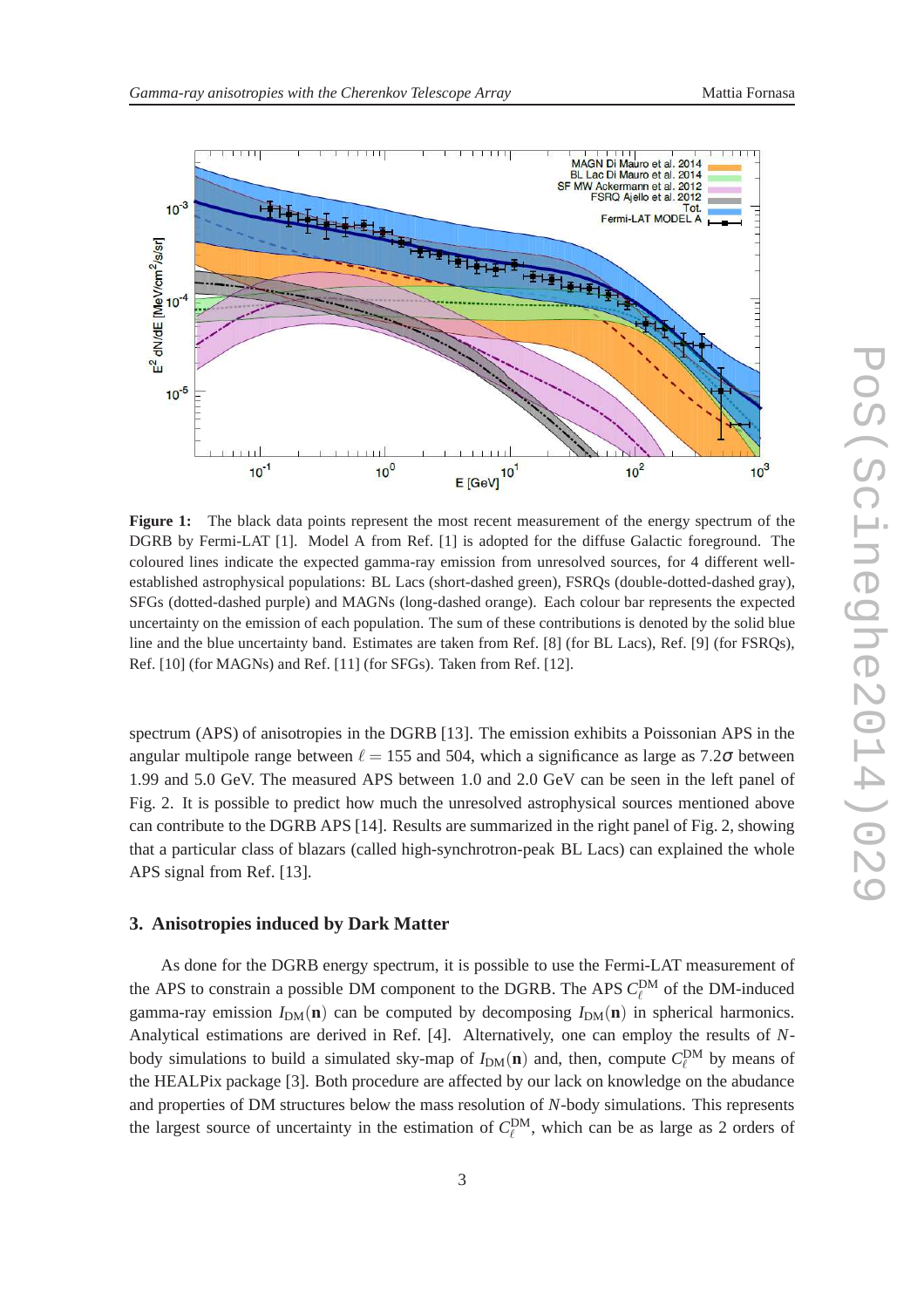**Figure 1:** The black data points represent the most recent measurement of the energy spectrum of the DGRB by Fermi-LAT [1]. Model A from Ref. [1] is adopted for the diffuse Galactic foreground. The coloured lines indicate the expected gamma-ray emission from unresolved sources, for 4 different well-established astrophysical populations: BL Lacs (short-dashed green), FSRQs (double-dotted-dashed gray), SFGs (dotted-dashed purple) and MAGNs (long-dashed orange). Each colour bar represents the expected uncertainty on the emission of each population. The sum of these contributions is denoted by the solid blue line and the blue uncertainty band. Estimates are taken from Ref. [8] (for BL Lacs), Ref. [9] (for FSRQs), Ref. [10] (for MAGNs) and Ref. [11] (for SFGs). Taken from Ref. [12].

spectrum (APS) of anisotropies in the DGRB [13]. The emission exhibits a Poissonian APS in the angular multipole range between $\ell = 155$ and 504, which a significance as large as $7.2\sigma$ between 1.99 and 5.0 GeV. The measured APS between 1.0 and 2.0 GeV can be seen in the left panel of Fig. 2. It is possible to predict how much the unresolved astrophysical sources mentioned above can contribute to the DGRB APS [14]. Results are summarized in the right panel of Fig. 2, showing that a particular class of blazars (called high-synchrotron-peak BL Lacs) can explained the whole APS signal from Ref. [13].

## 3. Anisotropies induced by Dark Matter

As done for the DGRB energy spectrum, it is possible to use the Fermi-LAT measurement of the APS to constrain a possible DM component to the DGRB. The APS $C_\ell^{\rm DM}$ of the DM-induced gamma-ray emission $I_{\rm DM}(\mathbf{n})$ can be computed by decomposing $I_{\rm DM}(\mathbf{n})$ in spherical harmonics. Analytical estimations are derived in Ref. [4]. Alternatively, one can employ the results of $N$-body simulations to build a simulated sky-map of $I_{\rm DM}(\mathbf{n})$ and, then, compute $C_\ell^{\rm DM}$ by means of the HEALPix package [3]. Both procedure are affected by our lack on knowledge on the abudance and properties of DM structures below the mass resolution of $N$-body simulations. This represents the largest source of uncertainty in the estimation of $C_\ell^{\rm DM}$, which can be as large as 2 orders of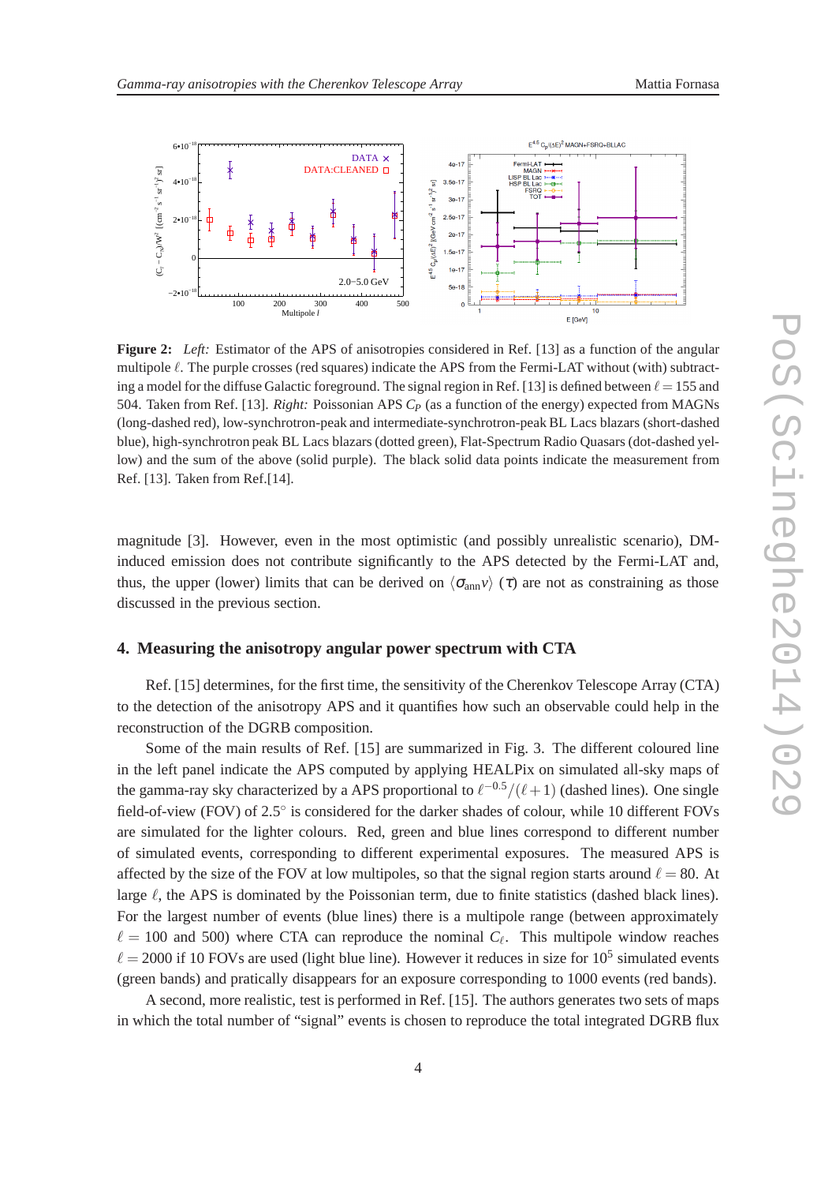**Figure 2:** *Left:* Estimator of the APS of anisotropies considered in Ref. [13] as a function of the angular multipole $\ell$. The purple crosses (red squares) indicate the APS from the Fermi-LAT without (with) subtracting a model for the diffuse Galactic foreground. The signal region in Ref. [13] is defined between $\ell = 155$ and 504. Taken from Ref. [13]. *Right:* Poissonian APS $C_P$ (as a function of the energy) expected from MAGNs (long-dashed red), low-synchrotron-peak and intermediate-synchrotron-peak BL Lacs blazars (short-dashed blue), high-synchrotron peak BL Lacs blazars (dotted green), Flat-Spectrum Radio Quasars (dot-dashed yellow) and the sum of the above (solid purple). The black solid data points indicate the measurement from Ref. [13]. Taken from Ref.[14].

magnitude [3]. However, even in the most optimistic (and possibly unrealistic scenario), DM-induced emission does not contribute significantly to the APS detected by the Fermi-LAT and, thus, the upper (lower) limits that can be derived on $\langle\sigma_{\rm ann}v\rangle$ ($\tau$) are not as constraining as those discussed in the previous section.

## 4. Measuring the anisotropy angular power spectrum with CTA

Ref. [15] determines, for the first time, the sensitivity of the Cherenkov Telescope Array (CTA) to the detection of the anisotropy APS and it quantifies how such an observable could help in the reconstruction of the DGRB composition.

Some of the main results of Ref. [15] are summarized in Fig. 3. The different coloured line in the left panel indicate the APS computed by applying HEALPix on simulated all-sky maps of the gamma-ray sky characterized by a APS proportional to $\ell^{-0.5}/(\ell+1)$ (dashed lines). One single field-of-view (FOV) of 2.5° is considered for the darker shades of colour, while 10 different FOVs are simulated for the lighter colours. Red, green and blue lines correspond to different number of simulated events, corresponding to different experimental exposures. The measured APS is affected by the size of the FOV at low multipoles, so that the signal region starts around $\ell = 80$. At large $\ell$, the APS is dominated by the Poissonian term, due to finite statistics (dashed black lines). For the largest number of events (blue lines) there is a multipole range (between approximately $\ell = 100$ and 500) where CTA can reproduce the nominal $C_\ell$. This multipole window reaches $\ell = 2000$ if 10 FOVs are used (light blue line). However it reduces in size for $10^5$ simulated events (green bands) and pratically disappears for an exposure corresponding to 1000 events (red bands).

A second, more realistic, test is performed in Ref. [15]. The authors generates two sets of maps in which the total number of "signal" events is chosen to reproduce the total integrated DGRB flux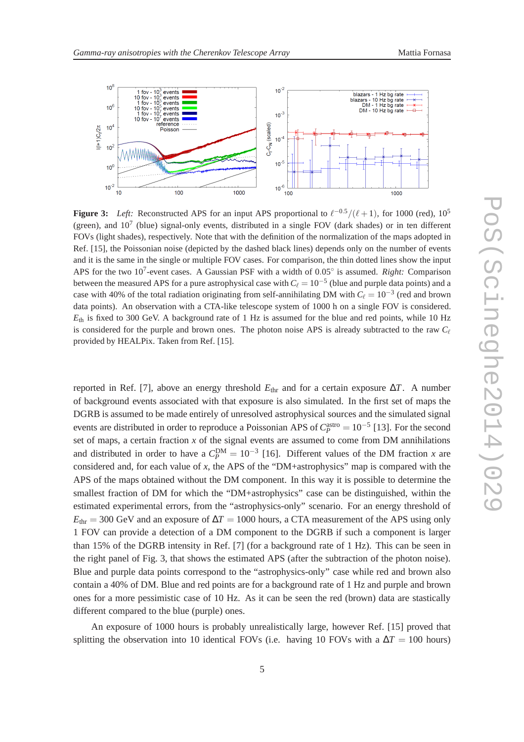**Figure 3:** *Left:* Reconstructed APS for an input APS proportional to $\ell^{-0.5}/(\ell+1)$, for 1000 (red), $10^5$ (green), and $10^7$ (blue) signal-only events, distributed in a single FOV (dark shades) or in ten different FOVs (light shades), respectively. Note that with the definition of the normalization of the maps adopted in Ref. [15], the Poissonian noise (depicted by the dashed black lines) depends only on the number of events and it is the same in the single or multiple FOV cases. For comparison, the thin dotted lines show the input APS for the two $10^7$-event cases. A Gaussian PSF with a width of 0.05° is assumed. *Right:* Comparison between the measured APS for a pure astrophysical case with $C_\ell = 10^{-5}$ (blue and purple data points) and a case with 40% of the total radiation originating from self-annihilating DM with $C_\ell = 10^{-3}$ (red and brown data points). An observation with a CTA-like telescope system of 1000 h on a single FOV is considered. $E_{\rm th}$ is fixed to 300 GeV. A background rate of 1 Hz is assumed for the blue and red points, while 10 Hz is considered for the purple and brown ones. The photon noise APS is already subtracted to the raw $C_\ell$ provided by HEALPix. Taken from Ref. [15].

reported in Ref. [7], above an energy threshold $E_{\rm thr}$ and for a certain exposure $\Delta T$. A number of background events associated with that exposure is also simulated. In the first set of maps the DGRB is assumed to be made entirely of unresolved astrophysical sources and the simulated signal events are distributed in order to reproduce a Poissonian APS of $C_P^{\rm astro} = 10^{-5}$ [13]. For the second set of maps, a certain fraction $x$ of the signal events are assumed to come from DM annihilations and distributed in order to have a $C_P^{\rm DM} = 10^{-3}$ [16]. Different values of the DM fraction $x$ are considered and, for each value of $x$, the APS of the "DM+astrophysics" map is compared with the APS of the maps obtained without the DM component. In this way it is possible to determine the smallest fraction of DM for which the "DM+astrophysics" case can be distinguished, within the estimated experimental errors, from the "astrophysics-only" scenario. For an energy threshold of $E_{\rm thr} = 300$ GeV and an exposure of $\Delta T = 1000$ hours, a CTA measurement of the APS using only 1 FOV can provide a detection of a DM component to the DGRB if such a component is larger than 15% of the DGRB intensity in Ref. [7] (for a background rate of 1 Hz). This can be seen in the right panel of Fig. 3, that shows the estimated APS (after the subtraction of the photon noise). Blue and purple data points correspond to the "astrophysics-only" case while red and brown also contain a 40% of DM. Blue and red points are for a background rate of 1 Hz and purple and brown ones for a more pessimistic case of 10 Hz. As it can be seen the red (brown) data are stastically different compared to the blue (purple) ones.

An exposure of 1000 hours is probably unrealistically large, however Ref. [15] proved that splitting the observation into 10 identical FOVs (i.e. having 10 FOVs with a $\Delta T = 100$ hours)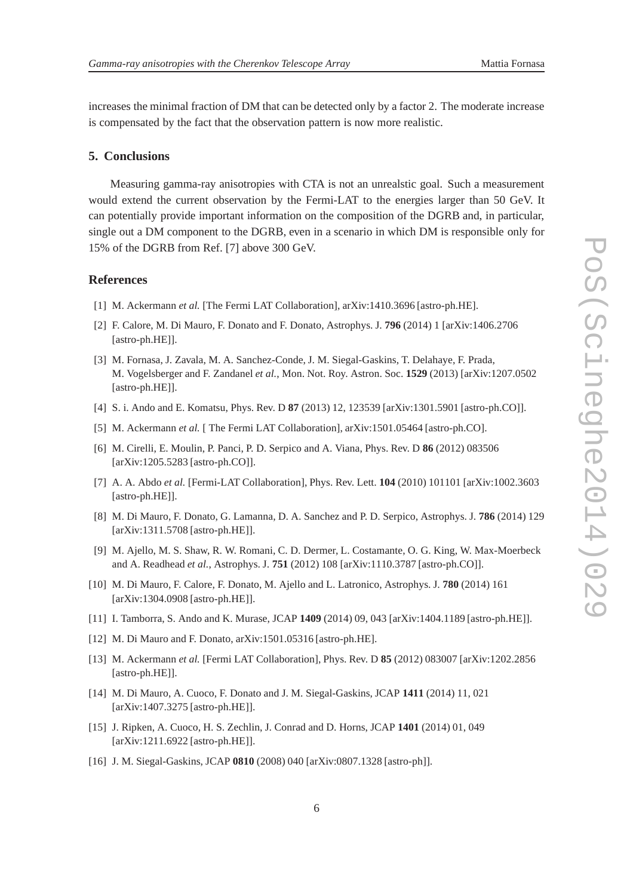increases the minimal fraction of DM that can be detected only by a factor 2. The moderate increase is compensated by the fact that the observation pattern is now more realistic.

## 5. Conclusions

Measuring gamma-ray anisotropies with CTA is not an unrealstic goal. Such a measurement would extend the current observation by the Fermi-LAT to the energies larger than 50 GeV. It can potentially provide important information on the composition of the DGRB and, in particular, single out a DM component to the DGRB, even in a scenario in which DM is responsible only for 15% of the DGRB from Ref. [7] above 300 GeV.

## References

[1] M. Ackermann *et al.* [The Fermi LAT Collaboration], arXiv:1410.3696 [astro-ph.HE].

[2] F. Calore, M. Di Mauro, F. Donato and F. Donato, Astrophys. J. **796** (2014) 1 [arXiv:1406.2706 [astro-ph.HE]].

[3] M. Fornasa, J. Zavala, M. A. Sanchez-Conde, J. M. Siegal-Gaskins, T. Delahaye, F. Prada, M. Vogelsberger and F. Zandanel *et al.*, Mon. Not. Roy. Astron. Soc. **1529** (2013) [arXiv:1207.0502 [astro-ph.HE]].

[4] S. i. Ando and E. Komatsu, Phys. Rev. D **87** (2013) 12, 123539 [arXiv:1301.5901 [astro-ph.CO]].

[5] M. Ackermann *et al.* [ The Fermi LAT Collaboration], arXiv:1501.05464 [astro-ph.CO].

[6] M. Cirelli, E. Moulin, P. Panci, P. D. Serpico and A. Viana, Phys. Rev. D **86** (2012) 083506 [arXiv:1205.5283 [astro-ph.CO]].

[7] A. A. Abdo *et al.* [Fermi-LAT Collaboration], Phys. Rev. Lett. **104** (2010) 101101 [arXiv:1002.3603 [astro-ph.HE]].

[8] M. Di Mauro, F. Donato, G. Lamanna, D. A. Sanchez and P. D. Serpico, Astrophys. J. **786** (2014) 129 [arXiv:1311.5708 [astro-ph.HE]].

[9] M. Ajello, M. S. Shaw, R. W. Romani, C. D. Dermer, L. Costamante, O. G. King, W. Max-Moerbeck and A. Readhead *et al.*, Astrophys. J. **751** (2012) 108 [arXiv:1110.3787 [astro-ph.CO]].

[10] M. Di Mauro, F. Calore, F. Donato, M. Ajello and L. Latronico, Astrophys. J. **780** (2014) 161 [arXiv:1304.0908 [astro-ph.HE]].

[11] I. Tamborra, S. Ando and K. Murase, JCAP **1409** (2014) 09, 043 [arXiv:1404.1189 [astro-ph.HE]].

[12] M. Di Mauro and F. Donato, arXiv:1501.05316 [astro-ph.HE].

[13] M. Ackermann *et al.* [Fermi LAT Collaboration], Phys. Rev. D **85** (2012) 083007 [arXiv:1202.2856 [astro-ph.HE]].

[14] M. Di Mauro, A. Cuoco, F. Donato and J. M. Siegal-Gaskins, JCAP **1411** (2014) 11, 021 [arXiv:1407.3275 [astro-ph.HE]].

[15] J. Ripken, A. Cuoco, H. S. Zechlin, J. Conrad and D. Horns, JCAP **1401** (2014) 01, 049 [arXiv:1211.6922 [astro-ph.HE]].

[16] J. M. Siegal-Gaskins, JCAP **0810** (2008) 040 [arXiv:0807.1328 [astro-ph]].